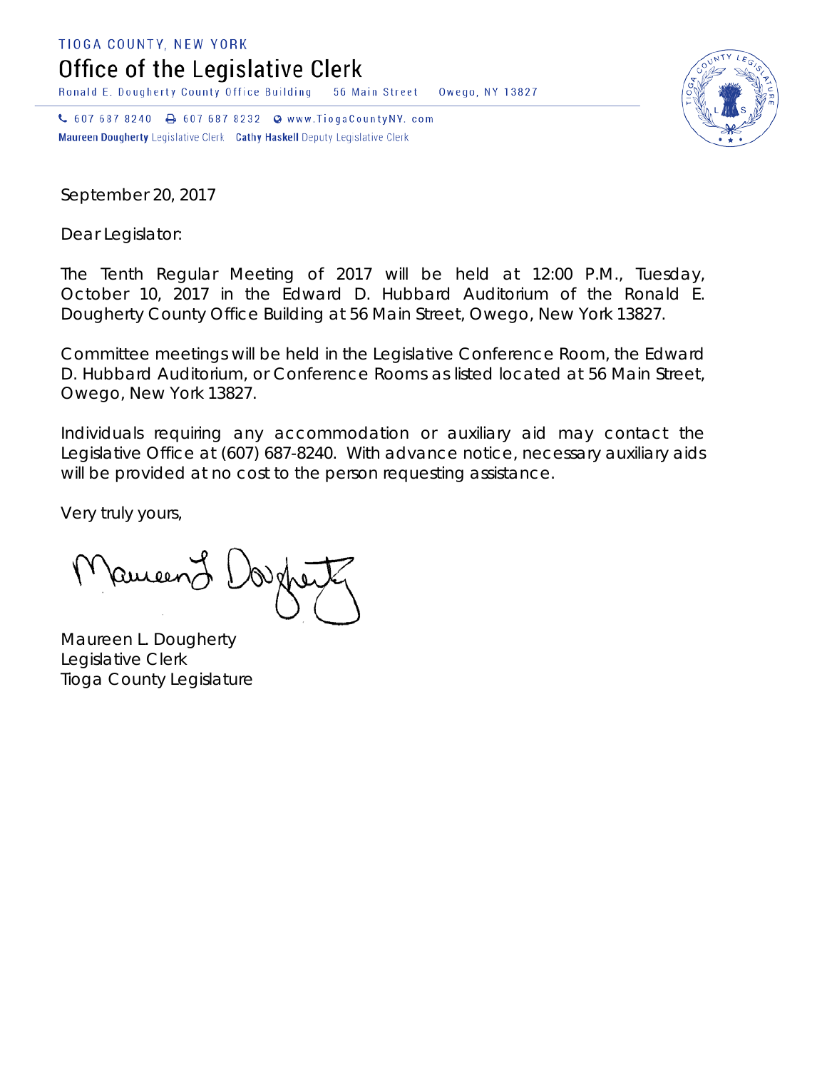TIOGA COUNTY, NEW YORK

# Office of the Legislative Clerk

Ronald E. Dougherty County Office Building   56 Main Street   Owego, NY 13827

607 687 8240   607 687 8232   www.TiogaCountyNY.com

**Maureen Dougherty** Legislative Clerk   **Cathy Haskell** Deputy Legislative Clerk

September 20, 2017

Dear Legislator:

The Tenth Regular Meeting of 2017 will be held at 12:00 P.M., Tuesday, October 10, 2017 in the Edward D. Hubbard Auditorium of the Ronald E. Dougherty County Office Building at 56 Main Street, Owego, New York 13827.

Committee meetings will be held in the Legislative Conference Room, the Edward D. Hubbard Auditorium, or Conference Rooms as listed located at 56 Main Street, Owego, New York 13827.

Individuals requiring any accommodation or auxiliary aid may contact the Legislative Office at (607) 687-8240. With advance notice, necessary auxiliary aids will be provided at no cost to the person requesting assistance.

Very truly yours,

Maureen L. Dougherty
Legislative Clerk
Tioga County Legislature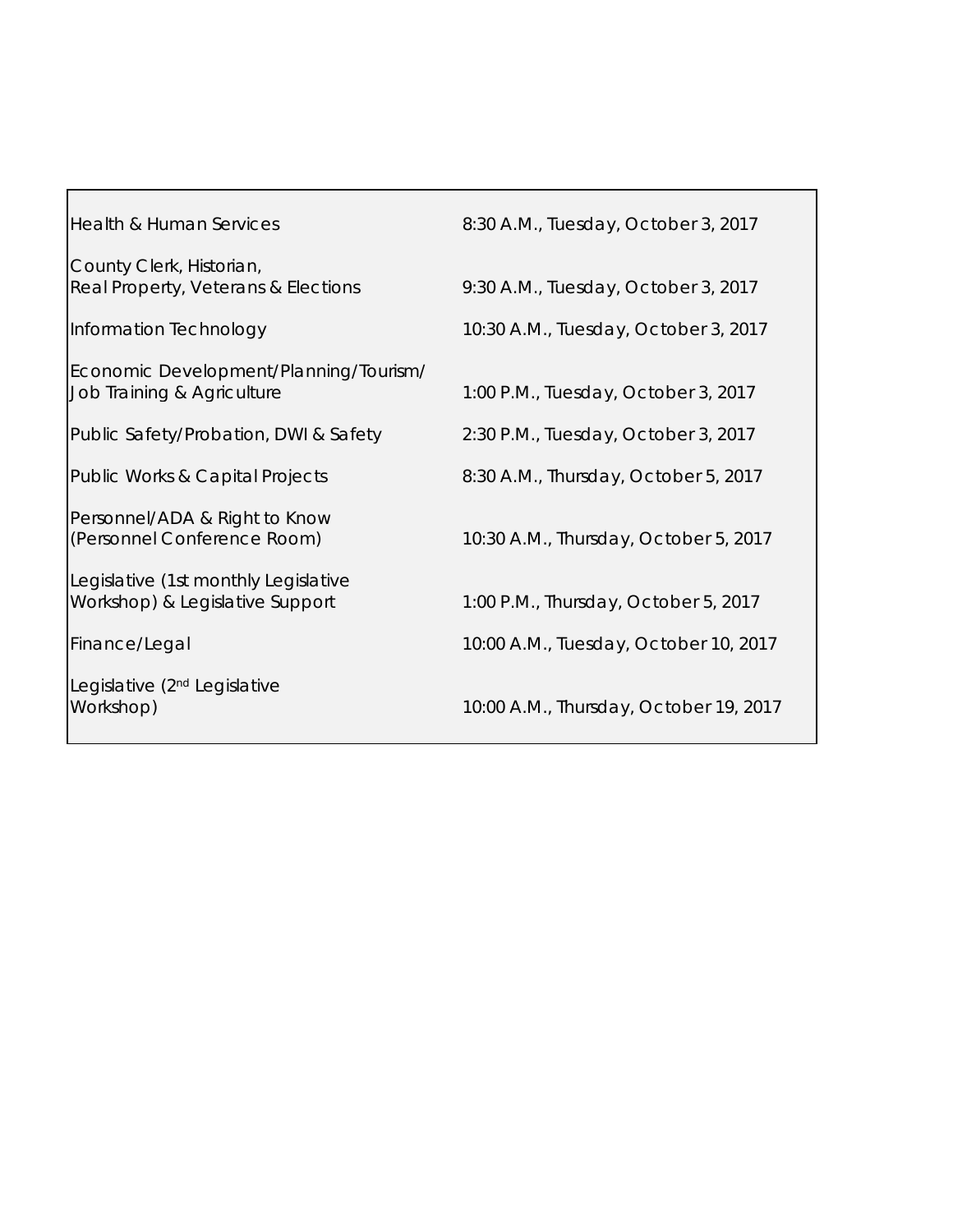| | |
|---|---|
| Health & Human Services | 8:30 A.M., Tuesday, October 3, 2017 |
| County Clerk, Historian, Real Property, Veterans & Elections | 9:30 A.M., Tuesday, October 3, 2017 |
| Information Technology | 10:30 A.M., Tuesday, October 3, 2017 |
| Economic Development/Planning/Tourism/ Job Training & Agriculture | 1:00 P.M., Tuesday, October 3, 2017 |
| Public Safety/Probation, DWI & Safety | 2:30 P.M., Tuesday, October 3, 2017 |
| Public Works & Capital Projects | 8:30 A.M., Thursday, October 5, 2017 |
| Personnel/ADA & Right to Know (Personnel Conference Room) | 10:30 A.M., Thursday, October 5, 2017 |
| Legislative (1st monthly Legislative Workshop) & Legislative Support | 1:00 P.M., Thursday, October 5, 2017 |
| Finance/Legal | 10:00 A.M., Tuesday, October 10, 2017 |
| Legislative (2nd Legislative Workshop) | 10:00 A.M., Thursday, October 19, 2017 |